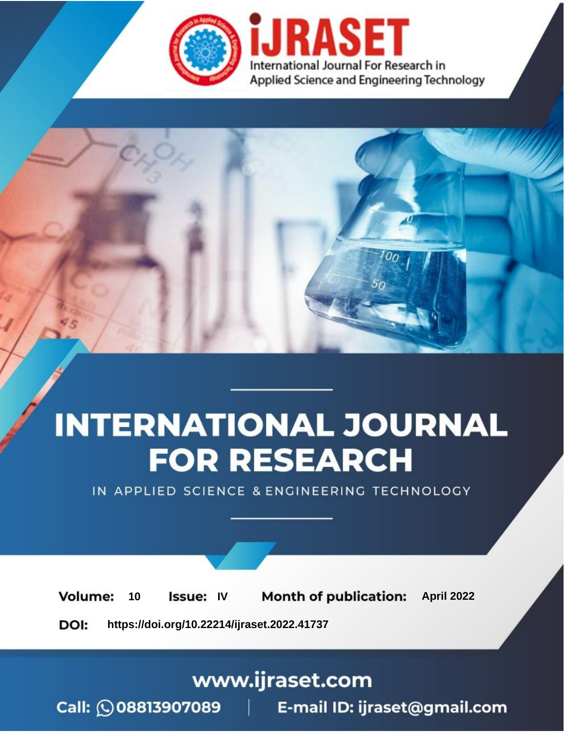# iJRASET

International Journal For Research in Applied Science and Engineering Technology

# INTERNATIONAL JOURNAL FOR RESEARCH

IN APPLIED SCIENCE & ENGINEERING TECHNOLOGY

**Volume:** 10 **Issue:** IV **Month of publication:** April 2022

**DOI:** https://doi.org/10.22214/ijraset.2022.41737

www.ijraset.com

Call: 08813907089 | E-mail ID: ijraset@gmail.com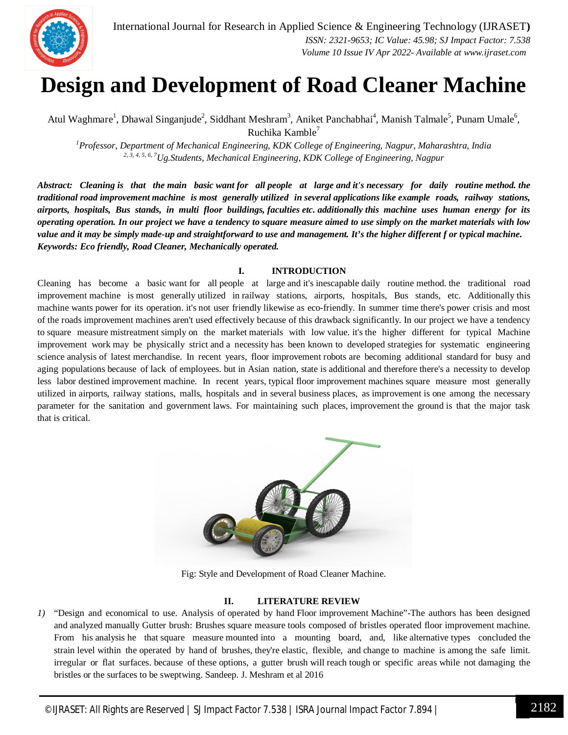# Design and Development of Road Cleaner Machine

Atul Waghmare[1], Dhawal Singanjude[2], Siddhant Meshram[3], Aniket Panchabhai[4], Manish Talmale[5], Punam Umale[6], Ruchika Kamble[7]

[1]*Professor, Department of Mechanical Engineering, KDK College of Engineering, Nagpur, Maharashtra, India*
[2, 3, 4, 5, 6, 7]*Ug.Students, Mechanical Engineering, KDK College of Engineering, Nagpur*

***Abstract:** Cleaning is that the main basic want for all people at large and it's necessary for daily routine method. the traditional road improvement machine is most generally utilized in several applications like example roads, railway stations, airports, hospitals, Bus stands, in multi floor buildings, faculties etc. additionally this machine uses human energy for its operating operation. In our project we have a tendency to square measure aimed to use simply on the market materials with low value and it may be simply made-up and straightforward to use and management. It's the higher different f or typical machine.*
***Keywords:** Eco friendly, Road Cleaner, Mechanically operated.*

## I. INTRODUCTION

Cleaning has become a basic want for all people at large and it's inescapable daily routine method. the traditional road improvement machine is most generally utilized in railway stations, airports, hospitals, Bus stands, etc. Additionally this machine wants power for its operation. it's not user friendly likewise as eco-friendly. In summer time there's power crisis and most of the roads improvement machines aren't used effectively because of this drawback significantly. In our project we have a tendency to square measure mistreatment simply on the market materials with low value. it's the higher different for typical Machine improvement work may be physically strict and a necessity has been known to developed strategies for systematic engineering science analysis of latest merchandise. In recent years, floor improvement robots are becoming additional standard for busy and aging populations because of lack of employees. but in Asian nation, state is additional and therefore there's a necessity to develop less labor destined improvement machine. In recent years, typical floor improvement machines square measure most generally utilized in airports, railway stations, malls, hospitals and in several business places, as improvement is one among the necessary parameter for the sanitation and government laws. For maintaining such places, improvement the ground is that the major task that is critical.

Fig: Style and Development of Road Cleaner Machine.

## II. LITERATURE REVIEW

1) "Design and economical to use. Analysis of operated by hand Floor improvement Machine"-The authors has been designed and analyzed manually Gutter brush: Brushes square measure tools composed of bristles operated floor improvement machine. From his analysis he that square measure mounted into a mounting board, and, like alternative types concluded the strain level within the operated by hand of brushes, they're elastic, flexible, and change to machine is among the safe limit. irregular or flat surfaces. because of these options, a gutter brush will reach tough or specific areas while not damaging the bristles or the surfaces to be sweptwing. Sandeep. J. Meshram et al 2016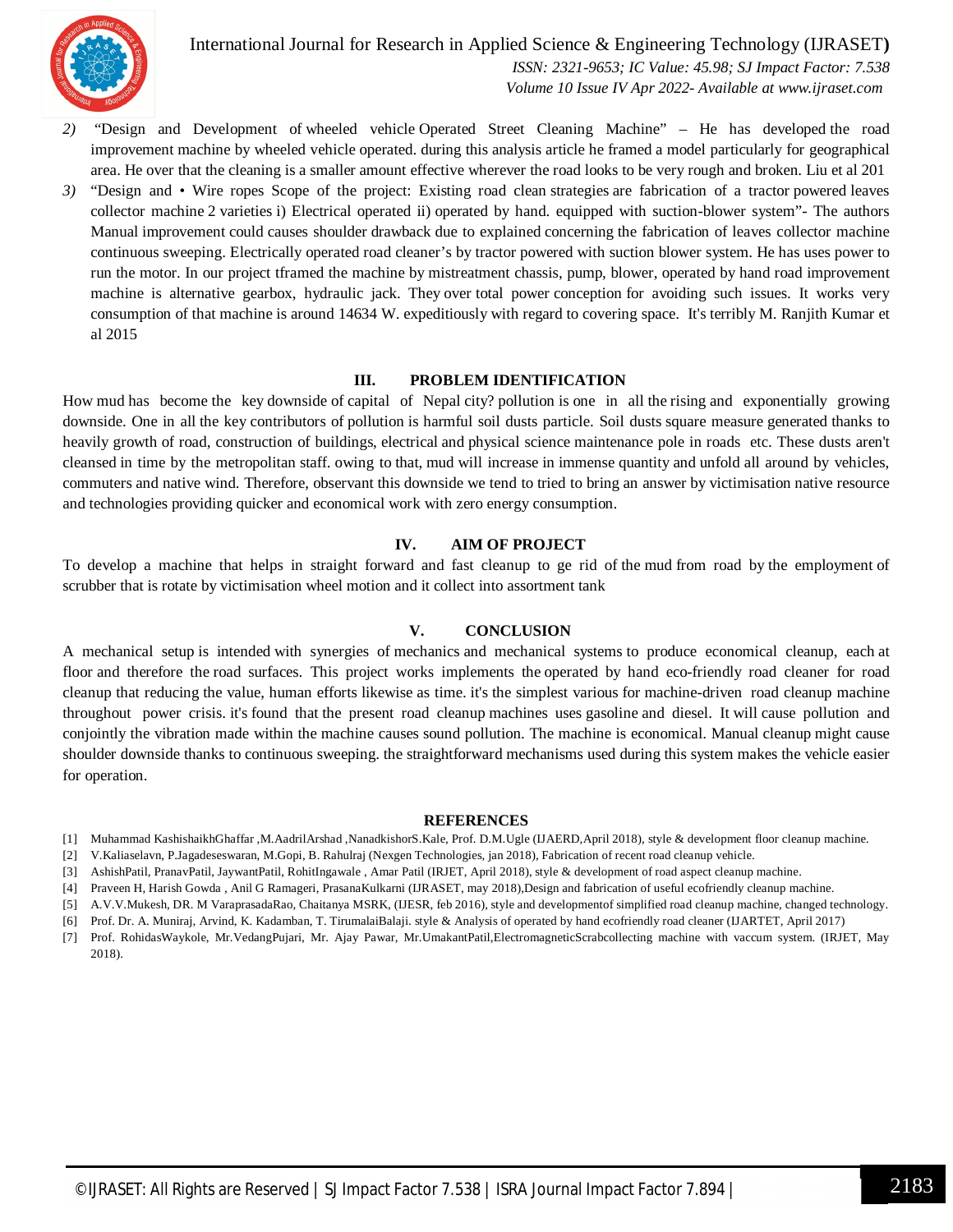2) "Design and Development of wheeled vehicle Operated Street Cleaning Machine" – He has developed the road improvement machine by wheeled vehicle operated. during this analysis article he framed a model particularly for geographical area. He over that the cleaning is a smaller amount effective wherever the road looks to be very rough and broken. Liu et al 201
3) "Design and • Wire ropes Scope of the project: Existing road clean strategies are fabrication of a tractor powered leaves collector machine 2 varieties i) Electrical operated ii) operated by hand. equipped with suction-blower system"- The authors Manual improvement could causes shoulder drawback due to explained concerning the fabrication of leaves collector machine continuous sweeping. Electrically operated road cleaner's by tractor powered with suction blower system. He has uses power to run the motor. In our project tframed the machine by mistreatment chassis, pump, blower, operated by hand road improvement machine is alternative gearbox, hydraulic jack. They over total power conception for avoiding such issues. It works very consumption of that machine is around 14634 W. expeditiously with regard to covering space. It's terribly M. Ranjith Kumar et al 2015

## III. PROBLEM IDENTIFICATION

How mud has become the key downside of capital of Nepal city? pollution is one in all the rising and exponentially growing downside. One in all the key contributors of pollution is harmful soil dusts particle. Soil dusts square measure generated thanks to heavily growth of road, construction of buildings, electrical and physical science maintenance pole in roads etc. These dusts aren't cleansed in time by the metropolitan staff. owing to that, mud will increase in immense quantity and unfold all around by vehicles, commuters and native wind. Therefore, observant this downside we tend to tried to bring an answer by victimisation native resource and technologies providing quicker and economical work with zero energy consumption.

## IV. AIM OF PROJECT

To develop a machine that helps in straight forward and fast cleanup to ge rid of the mud from road by the employment of scrubber that is rotate by victimisation wheel motion and it collect into assortment tank

## V. CONCLUSION

A mechanical setup is intended with synergies of mechanics and mechanical systems to produce economical cleanup, each at floor and therefore the road surfaces. This project works implements the operated by hand eco-friendly road cleaner for road cleanup that reducing the value, human efforts likewise as time. it's the simplest various for machine-driven road cleanup machine throughout power crisis. it's found that the present road cleanup machines uses gasoline and diesel. It will cause pollution and conjointly the vibration made within the machine causes sound pollution. The machine is economical. Manual cleanup might cause shoulder downside thanks to continuous sweeping. the straightforward mechanisms used during this system makes the vehicle easier for operation.

## REFERENCES

[1] Muhammad KashishaikhGhaffar ,M.AadrilArshad ,NanadkishorS.Kale, Prof. D.M.Ugle (IJAERD,April 2018), style & development floor cleanup machine.
[2] V.Kaliaselavn, P.Jagadeseswaran, M.Gopi, B. Rahulraj (Nexgen Technologies, jan 2018), Fabrication of recent road cleanup vehicle.
[3] AshishPatil, PranavPatil, JaywantPatil, RohitIngawale , Amar Patil (IRJET, April 2018), style & development of road aspect cleanup machine.
[4] Praveen H, Harish Gowda , Anil G Ramageri, PrasanaKulkarni (IJRASET, may 2018),Design and fabrication of useful ecofriendly cleanup machine.
[5] A.V.V.Mukesh, DR. M VaraprasadaRao, Chaitanya MSRK, (IJESR, feb 2016), style and developmentof simplified road cleanup machine, changed technology.
[6] Prof. Dr. A. Muniraj, Arvind, K. Kadamban, T. TirumalaiBalaji. style & Analysis of operated by hand ecofriendly road cleaner (IJARTET, April 2017)
[7] Prof. RohidasWaykole, Mr.VedangPujari, Mr. Ajay Pawar, Mr.UmakantPatil,ElectromagneticScrabcollecting machine with vaccum system. (IRJET, May 2018).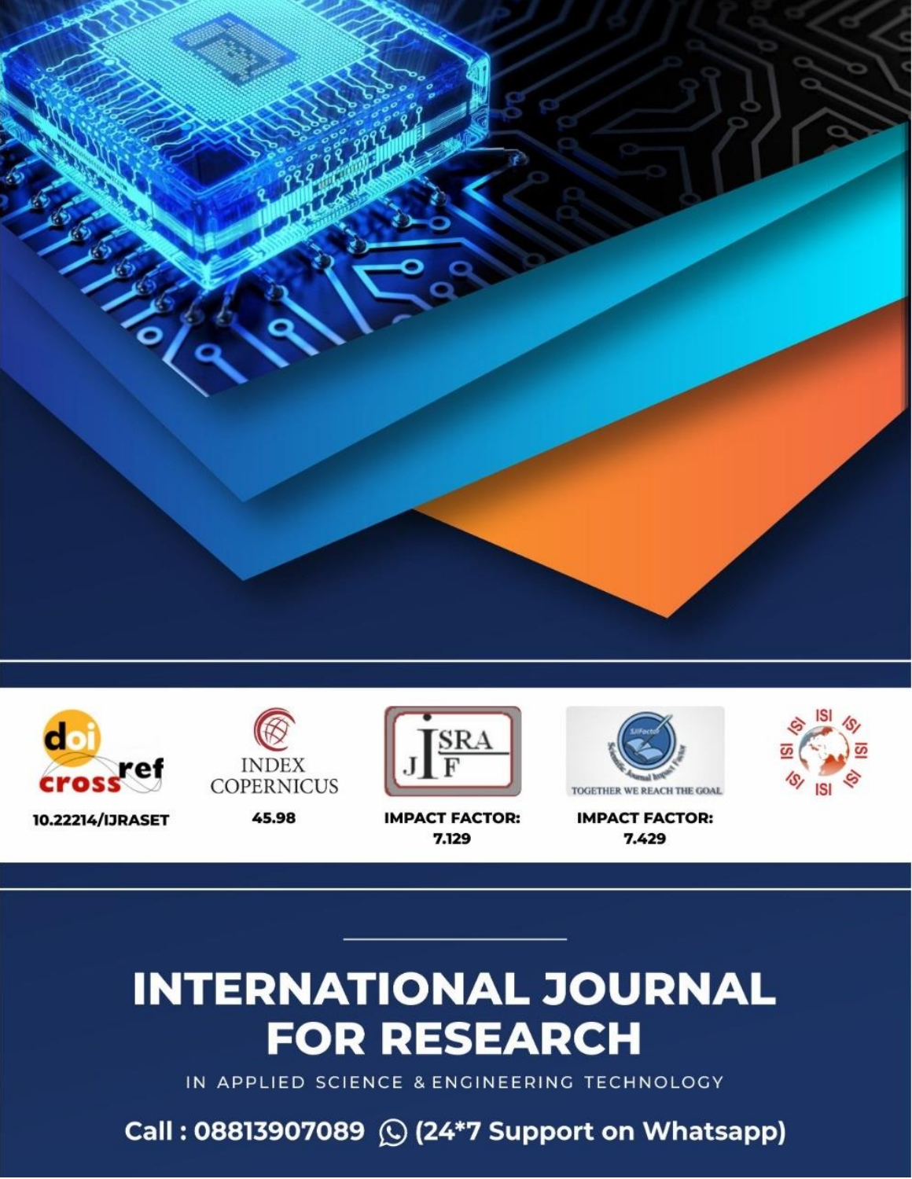doi crossref

10.22214/IJRASET

INDEX COPERNICUS

45.98

ISRA JIF

IMPACT FACTOR: 7.129

TOGETHER WE REACH THE GOAL

IMPACT FACTOR: 7.429

ISI

# INTERNATIONAL JOURNAL FOR RESEARCH

IN APPLIED SCIENCE & ENGINEERING TECHNOLOGY

Call : 08813907089 (24*7 Support on Whatsapp)